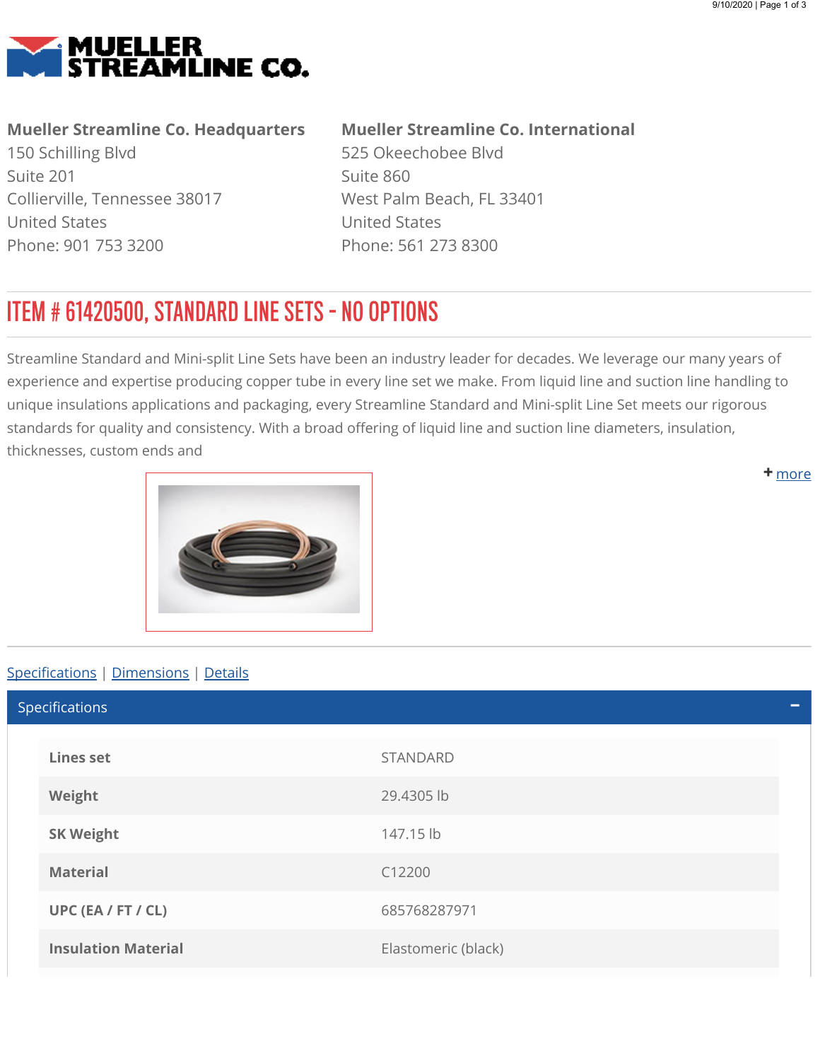# MUELLER STREAMLINE CO.

**Mueller Streamline Co. Headquarters**
150 Schilling Blvd
Suite 201
Collierville, Tennessee 38017
United States
Phone: 901 753 3200

**Mueller Streamline Co. International**
525 Okeechobee Blvd
Suite 860
West Palm Beach, FL 33401
United States
Phone: 561 273 8300

## ITEM # 61420500, STANDARD LINE SETS - NO OPTIONS

Streamline Standard and Mini-split Line Sets have been an industry leader for decades. We leverage our many years of experience and expertise producing copper tube in every line set we make. From liquid line and suction line handling to unique insulations applications and packaging, every Streamline Standard and Mini-split Line Set meets our rigorous standards for quality and consistency. With a broad offering of liquid line and suction line diameters, insulation, thicknesses, custom ends and

+ more

Specifications | Dimensions | Details

### Specifications

| | |
|---|---|
| **Lines set** | STANDARD |
| **Weight** | 29.4305 lb |
| **SK Weight** | 147.15 lb |
| **Material** | C12200 |
| **UPC (EA / FT / CL)** | 685768287971 |
| **Insulation Material** | Elastomeric (black) |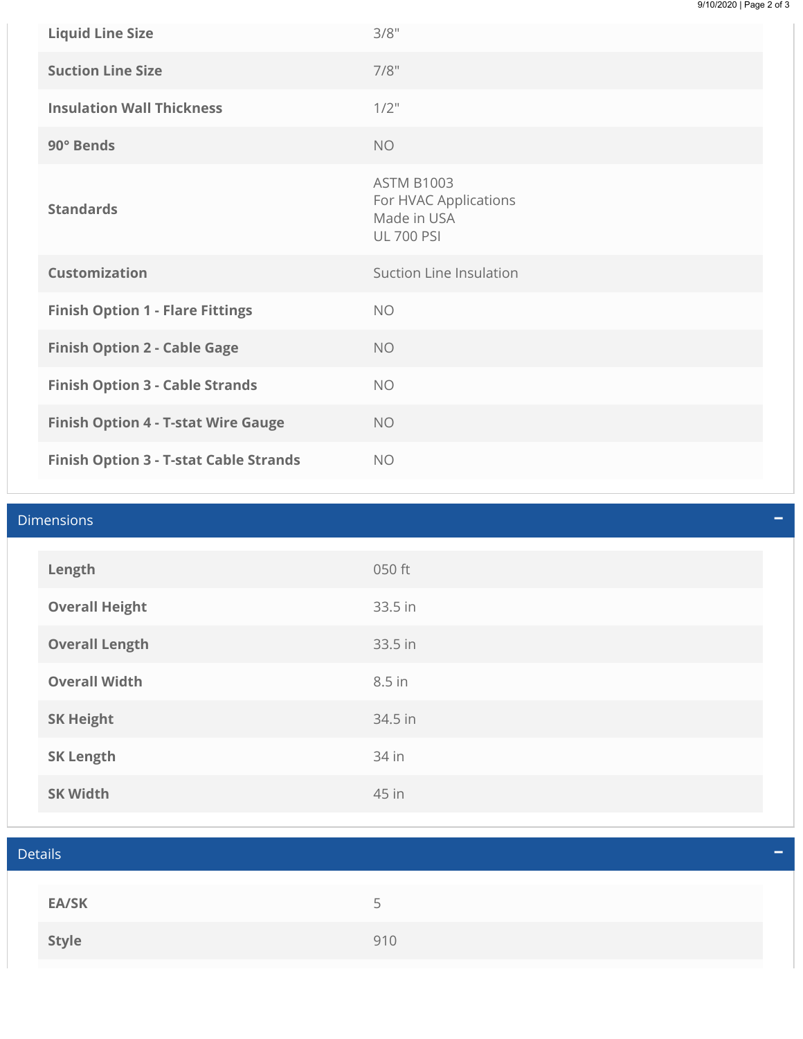| | |
|---|---|
| **Liquid Line Size** | 3/8" |
| **Suction Line Size** | 7/8" |
| **Insulation Wall Thickness** | 1/2" |
| **90° Bends** | NO |
| **Standards** | ASTM B1003<br>For HVAC Applications<br>Made in USA<br>UL 700 PSI |
| **Customization** | Suction Line Insulation |
| **Finish Option 1 - Flare Fittings** | NO |
| **Finish Option 2 - Cable Gage** | NO |
| **Finish Option 3 - Cable Strands** | NO |
| **Finish Option 4 - T-stat Wire Gauge** | NO |
| **Finish Option 3 - T-stat Cable Strands** | NO |

## Dimensions

| | |
|---|---|
| **Length** | 050 ft |
| **Overall Height** | 33.5 in |
| **Overall Length** | 33.5 in |
| **Overall Width** | 8.5 in |
| **SK Height** | 34.5 in |
| **SK Length** | 34 in |
| **SK Width** | 45 in |

## Details

| | |
|---|---|
| **EA/SK** | 5 |
| **Style** | 910 |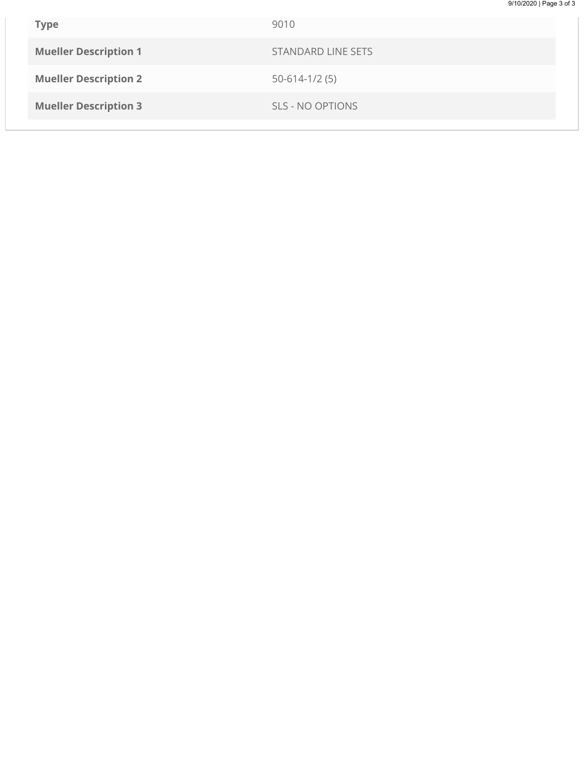| | |
|---|---|
| **Type** | 9010 |
| **Mueller Description 1** | STANDARD LINE SETS |
| **Mueller Description 2** | 50-614-1/2 (5) |
| **Mueller Description 3** | SLS - NO OPTIONS |